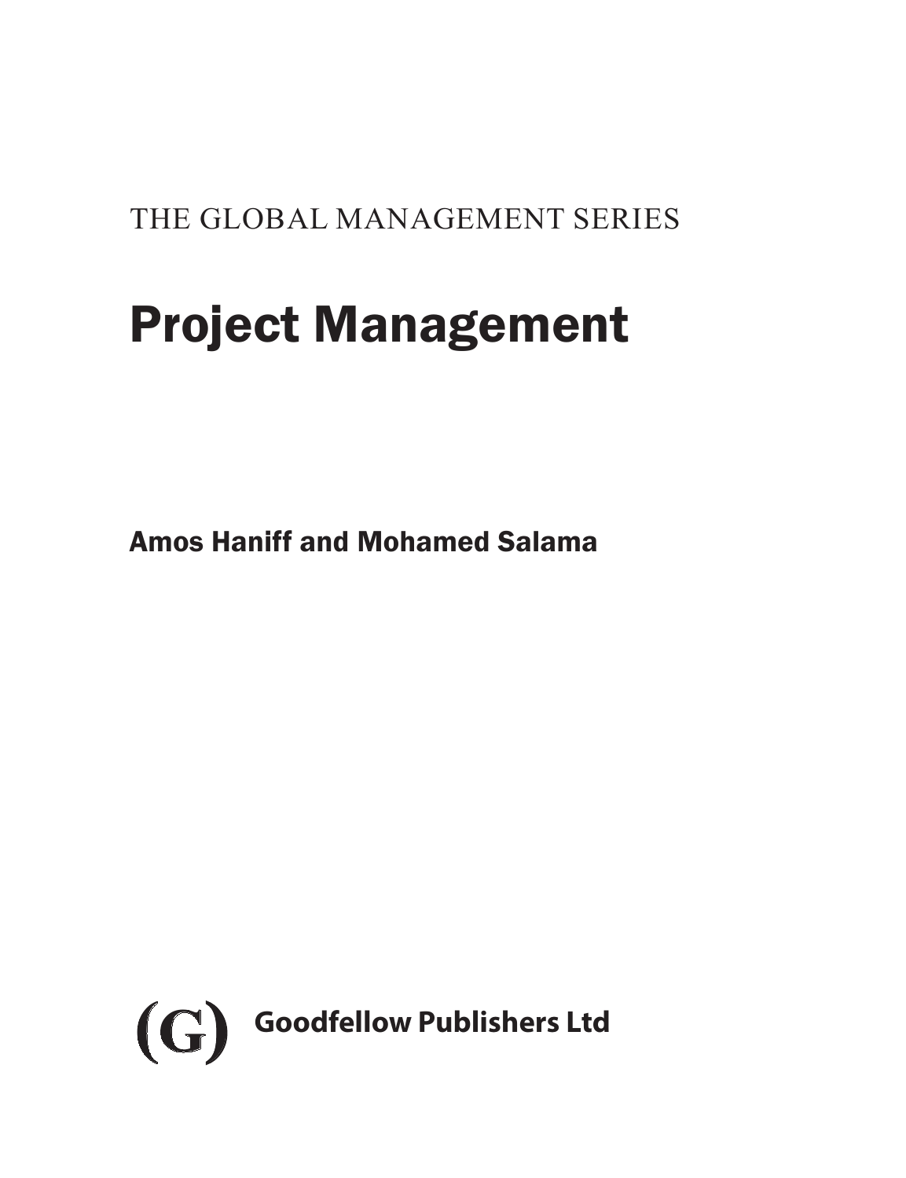THE GLOBAL MANAGEMENT SERIES

# Project Management

**Amos Haniff and Mohamed Salama**

(G) **Goodfellow Publishers Ltd**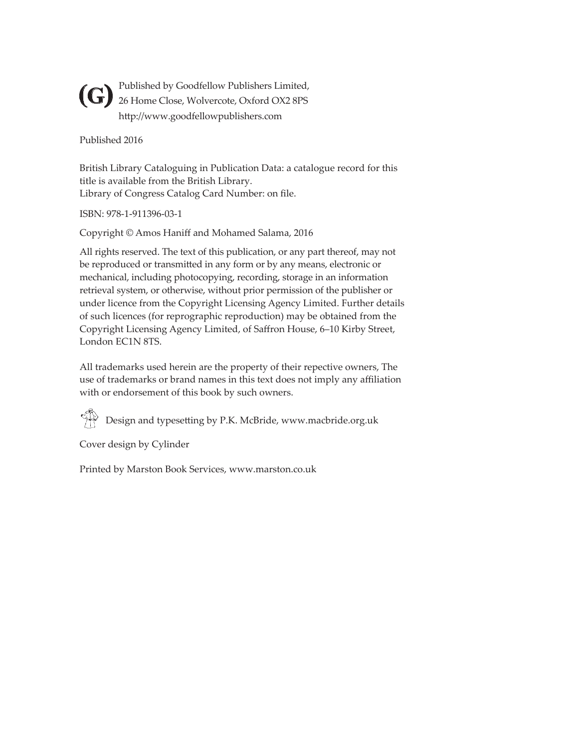(G) Published by Goodfellow Publishers Limited,
26 Home Close, Wolvercote, Oxford OX2 8PS
http://www.goodfellowpublishers.com

Published 2016

British Library Cataloguing in Publication Data: a catalogue record for this title is available from the British Library.
Library of Congress Catalog Card Number: on file.

ISBN: 978-1-911396-03-1

Copyright © Amos Haniff and Mohamed Salama, 2016

All rights reserved. The text of this publication, or any part thereof, may not be reproduced or transmitted in any form or by any means, electronic or mechanical, including photocopying, recording, storage in an information retrieval system, or otherwise, without prior permission of the publisher or under licence from the Copyright Licensing Agency Limited. Further details of such licences (for reprographic reproduction) may be obtained from the Copyright Licensing Agency Limited, of Saffron House, 6–10 Kirby Street, London EC1N 8TS.

All trademarks used herein are the property of their repective owners, The use of trademarks or brand names in this text does not imply any affiliation with or endorsement of this book by such owners.

Design and typesetting by P.K. McBride, www.macbride.org.uk

Cover design by Cylinder

Printed by Marston Book Services, www.marston.co.uk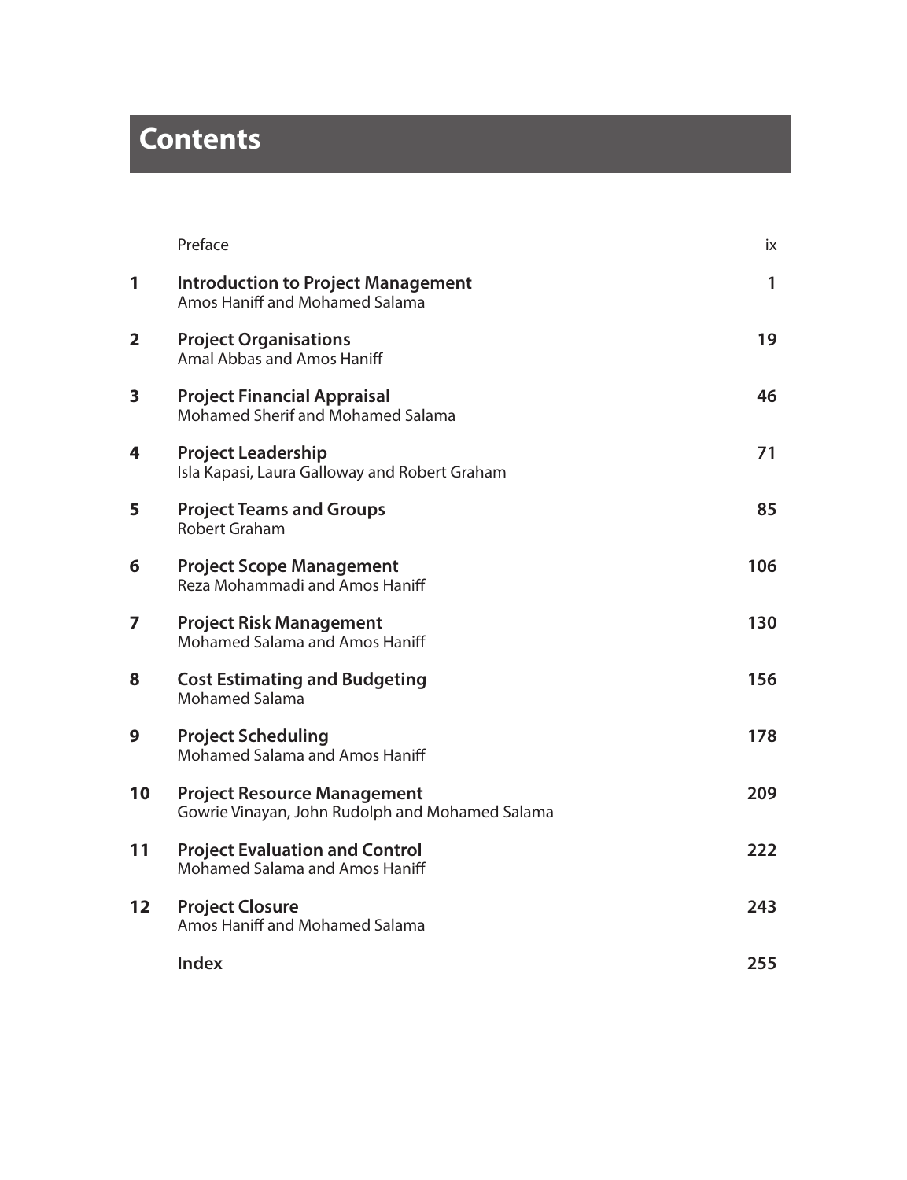# Contents

| | | |
|---|---|---|
| | Preface | ix |
| **1** | **Introduction to Project Management**<br>Amos Haniff and Mohamed Salama | **1** |
| **2** | **Project Organisations**<br>Amal Abbas and Amos Haniff | **19** |
| **3** | **Project Financial Appraisal**<br>Mohamed Sherif and Mohamed Salama | **46** |
| **4** | **Project Leadership**<br>Isla Kapasi, Laura Galloway and Robert Graham | **71** |
| **5** | **Project Teams and Groups**<br>Robert Graham | **85** |
| **6** | **Project Scope Management**<br>Reza Mohammadi and Amos Haniff | **106** |
| **7** | **Project Risk Management**<br>Mohamed Salama and Amos Haniff | **130** |
| **8** | **Cost Estimating and Budgeting**<br>Mohamed Salama | **156** |
| **9** | **Project Scheduling**<br>Mohamed Salama and Amos Haniff | **178** |
| **10** | **Project Resource Management**<br>Gowrie Vinayan, John Rudolph and Mohamed Salama | **209** |
| **11** | **Project Evaluation and Control**<br>Mohamed Salama and Amos Haniff | **222** |
| **12** | **Project Closure**<br>Amos Haniff and Mohamed Salama | **243** |
| | **Index** | **255** |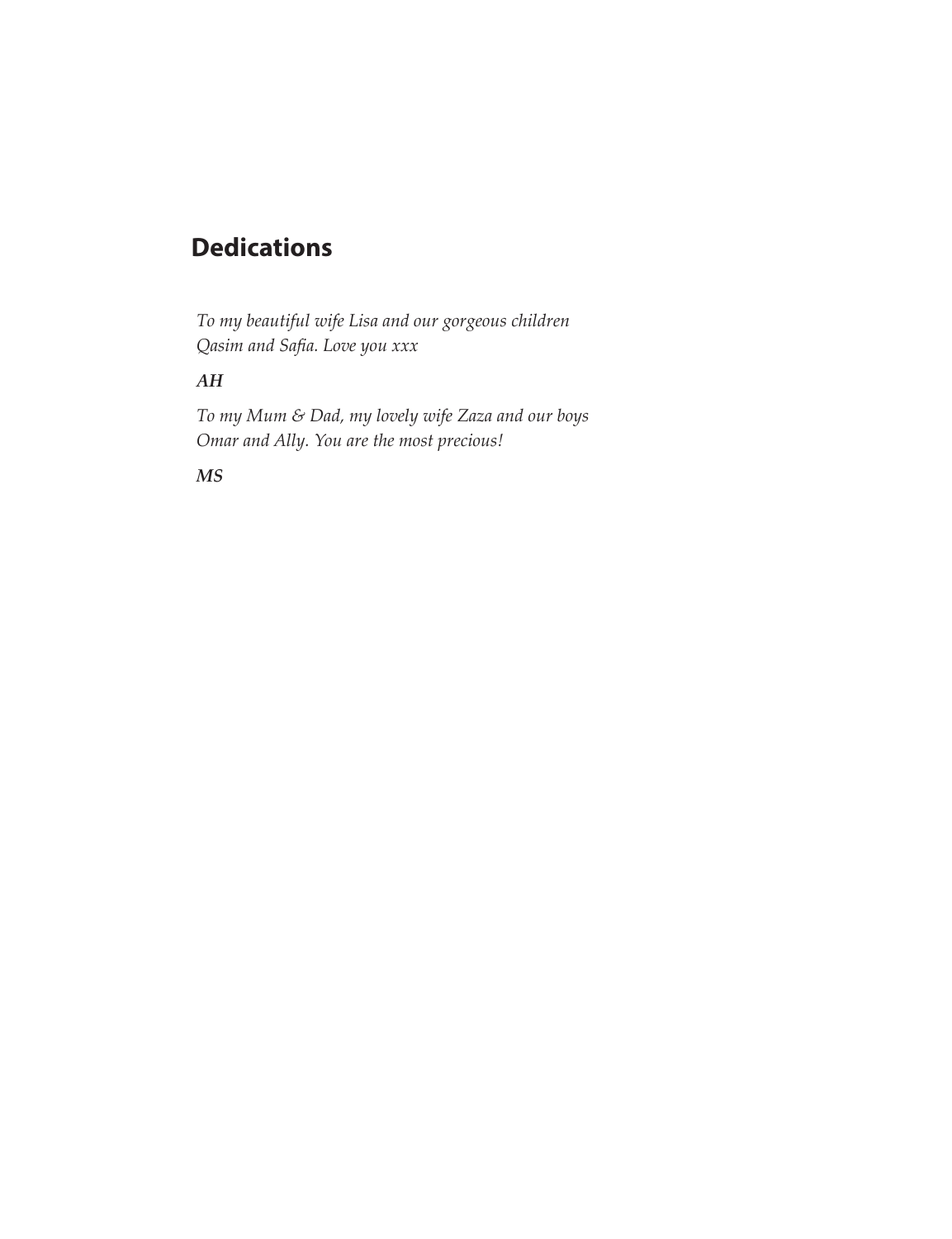# Dedications

*To my beautiful wife Lisa and our gorgeous children Qasim and Safia. Love you xxx*

***AH***

*To my Mum & Dad, my lovely wife Zaza and our boys Omar and Ally. You are the most precious!*

***MS***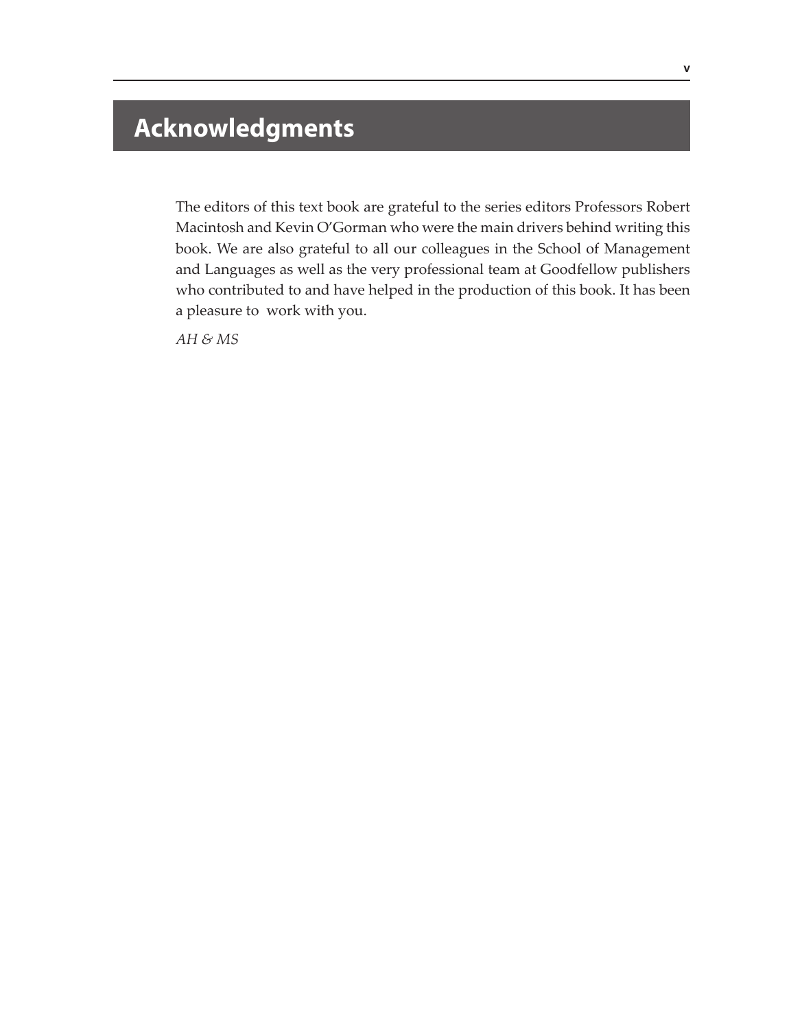# Acknowledgments

The editors of this text book are grateful to the series editors Professors Robert Macintosh and Kevin O'Gorman who were the main drivers behind writing this book. We are also grateful to all our colleagues in the School of Management and Languages as well as the very professional team at Goodfellow publishers who contributed to and have helped in the production of this book. It has been a pleasure to work with you.

*AH & MS*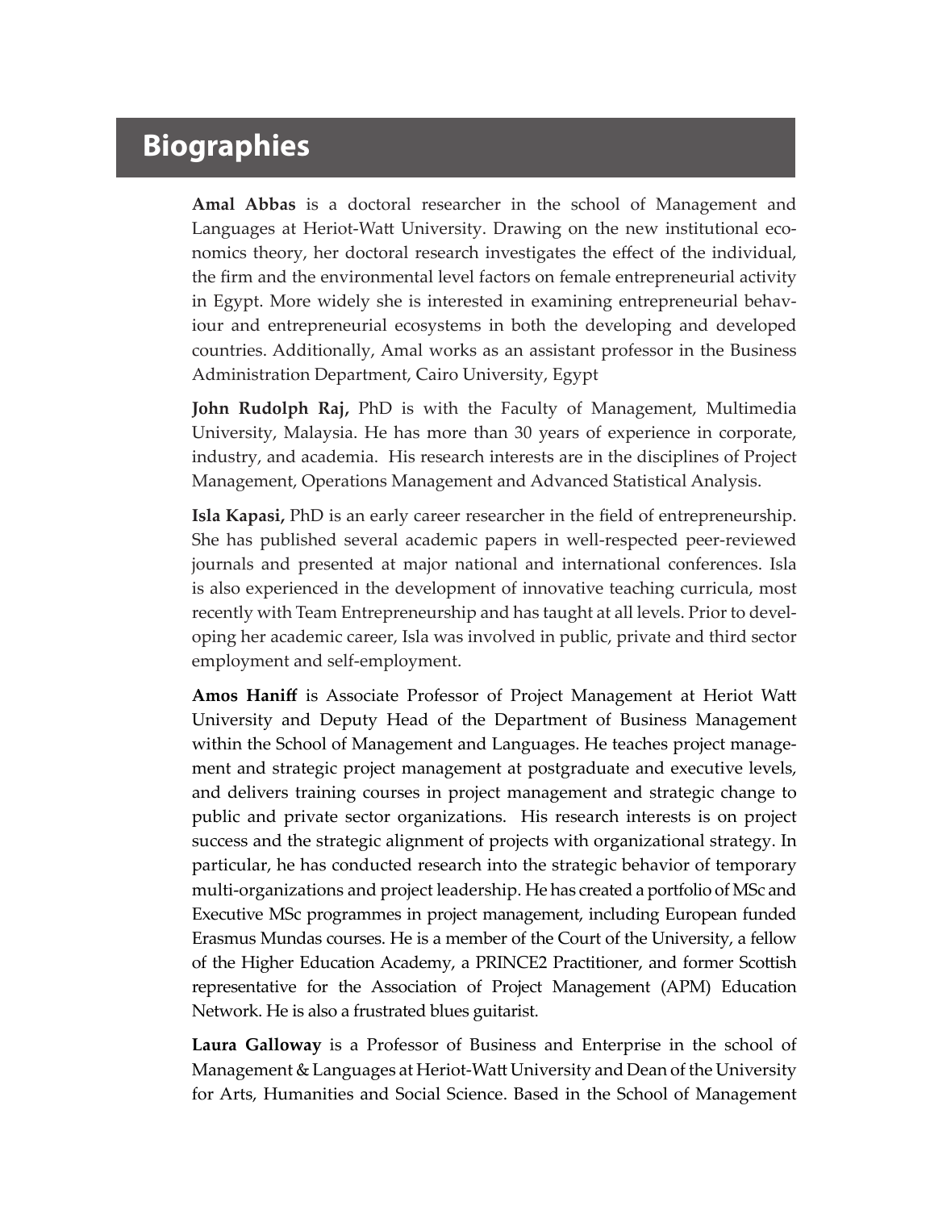# Biographies

**Amal Abbas** is a doctoral researcher in the school of Management and Languages at Heriot-Watt University. Drawing on the new institutional economics theory, her doctoral research investigates the effect of the individual, the firm and the environmental level factors on female entrepreneurial activity in Egypt. More widely she is interested in examining entrepreneurial behaviour and entrepreneurial ecosystems in both the developing and developed countries. Additionally, Amal works as an assistant professor in the Business Administration Department, Cairo University, Egypt

**John Rudolph Raj,** PhD is with the Faculty of Management, Multimedia University, Malaysia. He has more than 30 years of experience in corporate, industry, and academia. His research interests are in the disciplines of Project Management, Operations Management and Advanced Statistical Analysis.

**Isla Kapasi,** PhD is an early career researcher in the field of entrepreneurship. She has published several academic papers in well-respected peer-reviewed journals and presented at major national and international conferences. Isla is also experienced in the development of innovative teaching curricula, most recently with Team Entrepreneurship and has taught at all levels. Prior to developing her academic career, Isla was involved in public, private and third sector employment and self-employment.

**Amos Haniff** is Associate Professor of Project Management at Heriot Watt University and Deputy Head of the Department of Business Management within the School of Management and Languages. He teaches project management and strategic project management at postgraduate and executive levels, and delivers training courses in project management and strategic change to public and private sector organizations. His research interests is on project success and the strategic alignment of projects with organizational strategy. In particular, he has conducted research into the strategic behavior of temporary multi-organizations and project leadership. He has created a portfolio of MSc and Executive MSc programmes in project management, including European funded Erasmus Mundas courses. He is a member of the Court of the University, a fellow of the Higher Education Academy, a PRINCE2 Practitioner, and former Scottish representative for the Association of Project Management (APM) Education Network. He is also a frustrated blues guitarist.

**Laura Galloway** is a Professor of Business and Enterprise in the school of Management & Languages at Heriot-Watt University and Dean of the University for Arts, Humanities and Social Science. Based in the School of Management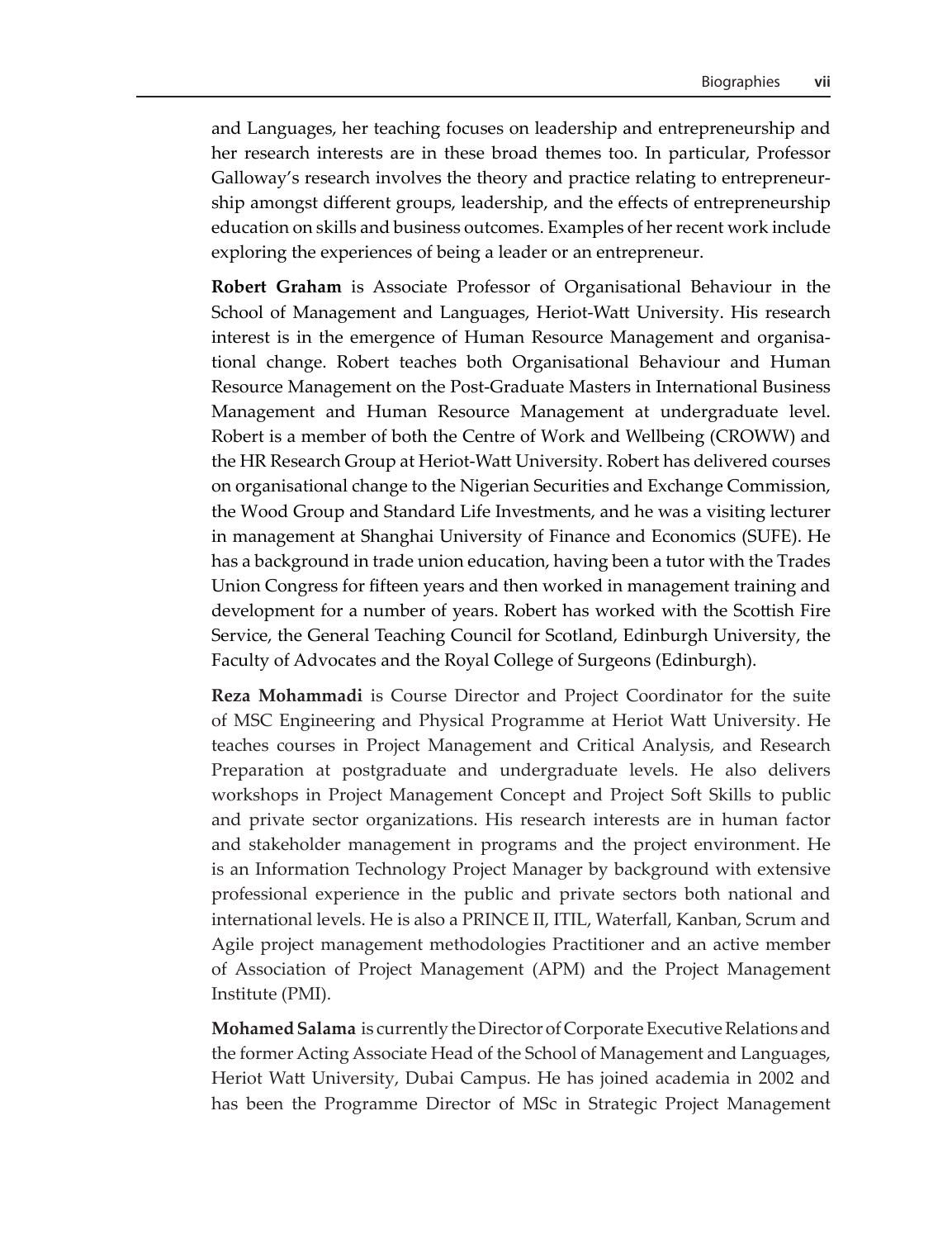and Languages, her teaching focuses on leadership and entrepreneurship and her research interests are in these broad themes too. In particular, Professor Galloway's research involves the theory and practice relating to entrepreneurship amongst different groups, leadership, and the effects of entrepreneurship education on skills and business outcomes. Examples of her recent work include exploring the experiences of being a leader or an entrepreneur.

**Robert Graham** is Associate Professor of Organisational Behaviour in the School of Management and Languages, Heriot-Watt University. His research interest is in the emergence of Human Resource Management and organisational change. Robert teaches both Organisational Behaviour and Human Resource Management on the Post-Graduate Masters in International Business Management and Human Resource Management at undergraduate level. Robert is a member of both the Centre of Work and Wellbeing (CROWW) and the HR Research Group at Heriot-Watt University. Robert has delivered courses on organisational change to the Nigerian Securities and Exchange Commission, the Wood Group and Standard Life Investments, and he was a visiting lecturer in management at Shanghai University of Finance and Economics (SUFE). He has a background in trade union education, having been a tutor with the Trades Union Congress for fifteen years and then worked in management training and development for a number of years. Robert has worked with the Scottish Fire Service, the General Teaching Council for Scotland, Edinburgh University, the Faculty of Advocates and the Royal College of Surgeons (Edinburgh).

**Reza Mohammadi** is Course Director and Project Coordinator for the suite of MSC Engineering and Physical Programme at Heriot Watt University. He teaches courses in Project Management and Critical Analysis, and Research Preparation at postgraduate and undergraduate levels. He also delivers workshops in Project Management Concept and Project Soft Skills to public and private sector organizations. His research interests are in human factor and stakeholder management in programs and the project environment. He is an Information Technology Project Manager by background with extensive professional experience in the public and private sectors both national and international levels. He is also a PRINCE II, ITIL, Waterfall, Kanban, Scrum and Agile project management methodologies Practitioner and an active member of Association of Project Management (APM) and the Project Management Institute (PMI).

**Mohamed Salama** is currently the Director of Corporate Executive Relations and the former Acting Associate Head of the School of Management and Languages, Heriot Watt University, Dubai Campus. He has joined academia in 2002 and has been the Programme Director of MSc in Strategic Project Management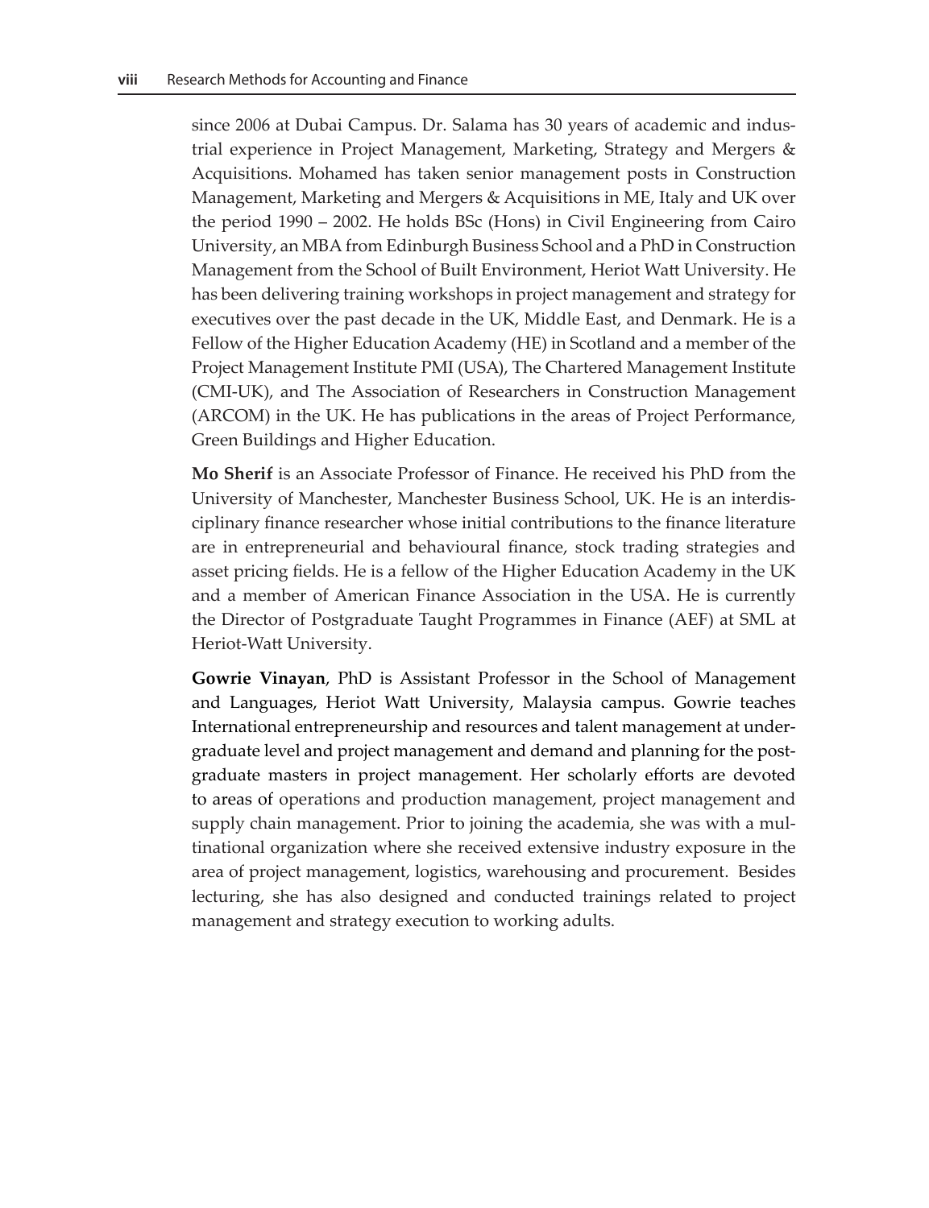since 2006 at Dubai Campus. Dr. Salama has 30 years of academic and industrial experience in Project Management, Marketing, Strategy and Mergers & Acquisitions. Mohamed has taken senior management posts in Construction Management, Marketing and Mergers & Acquisitions in ME, Italy and UK over the period 1990 – 2002. He holds BSc (Hons) in Civil Engineering from Cairo University, an MBA from Edinburgh Business School and a PhD in Construction Management from the School of Built Environment, Heriot Watt University. He has been delivering training workshops in project management and strategy for executives over the past decade in the UK, Middle East, and Denmark. He is a Fellow of the Higher Education Academy (HE) in Scotland and a member of the Project Management Institute PMI (USA), The Chartered Management Institute (CMI-UK), and The Association of Researchers in Construction Management (ARCOM) in the UK. He has publications in the areas of Project Performance, Green Buildings and Higher Education.

**Mo Sherif** is an Associate Professor of Finance. He received his PhD from the University of Manchester, Manchester Business School, UK. He is an interdisciplinary finance researcher whose initial contributions to the finance literature are in entrepreneurial and behavioural finance, stock trading strategies and asset pricing fields. He is a fellow of the Higher Education Academy in the UK and a member of American Finance Association in the USA. He is currently the Director of Postgraduate Taught Programmes in Finance (AEF) at SML at Heriot-Watt University.

**Gowrie Vinayan**, PhD is Assistant Professor in the School of Management and Languages, Heriot Watt University, Malaysia campus. Gowrie teaches International entrepreneurship and resources and talent management at undergraduate level and project management and demand and planning for the postgraduate masters in project management. Her scholarly efforts are devoted to areas of operations and production management, project management and supply chain management. Prior to joining the academia, she was with a multinational organization where she received extensive industry exposure in the area of project management, logistics, warehousing and procurement. Besides lecturing, she has also designed and conducted trainings related to project management and strategy execution to working adults.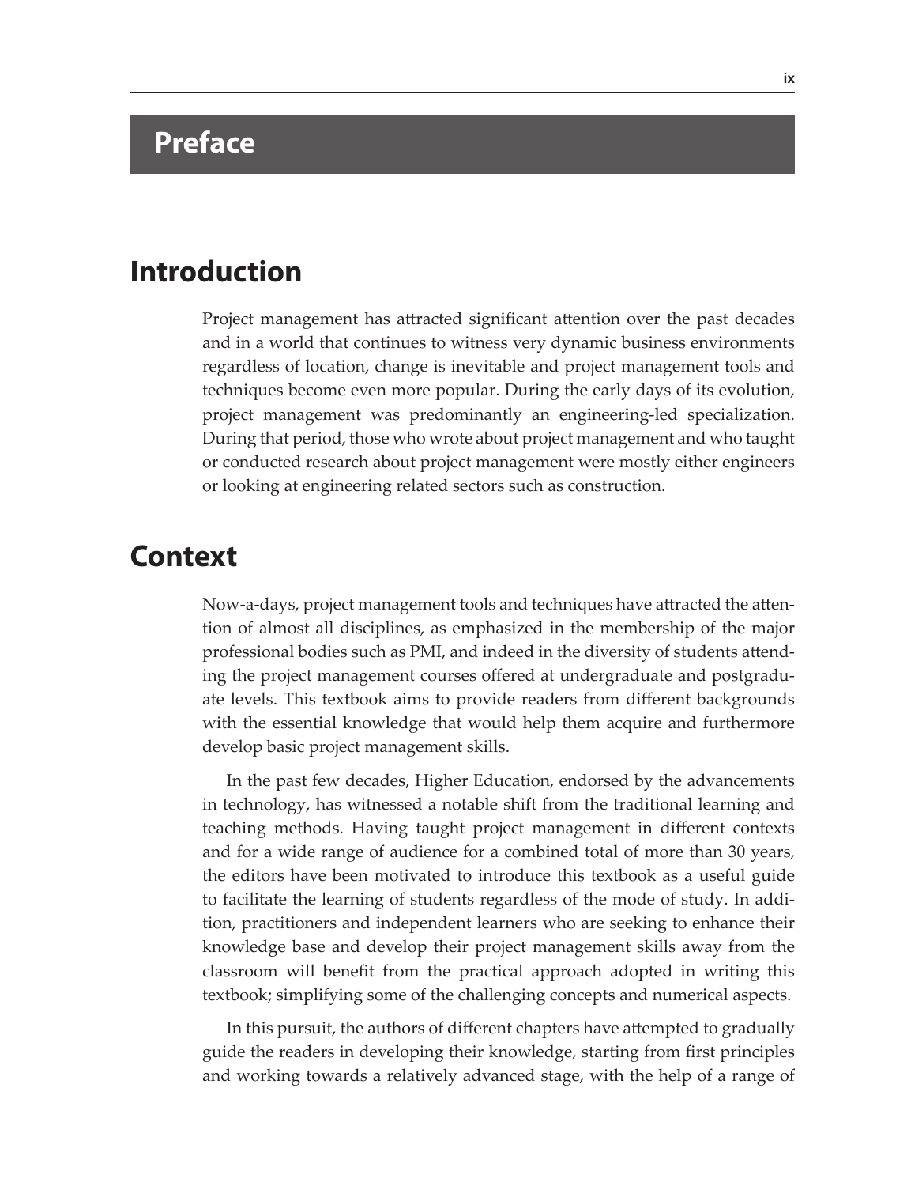# Preface

## Introduction

Project management has attracted significant attention over the past decades and in a world that continues to witness very dynamic business environments regardless of location, change is inevitable and project management tools and techniques become even more popular. During the early days of its evolution, project management was predominantly an engineering-led specialization. During that period, those who wrote about project management and who taught or conducted research about project management were mostly either engineers or looking at engineering related sectors such as construction.

## Context

Now-a-days, project management tools and techniques have attracted the attention of almost all disciplines, as emphasized in the membership of the major professional bodies such as PMI, and indeed in the diversity of students attending the project management courses offered at undergraduate and postgraduate levels. This textbook aims to provide readers from different backgrounds with the essential knowledge that would help them acquire and furthermore develop basic project management skills.

In the past few decades, Higher Education, endorsed by the advancements in technology, has witnessed a notable shift from the traditional learning and teaching methods. Having taught project management in different contexts and for a wide range of audience for a combined total of more than 30 years, the editors have been motivated to introduce this textbook as a useful guide to facilitate the learning of students regardless of the mode of study. In addition, practitioners and independent learners who are seeking to enhance their knowledge base and develop their project management skills away from the classroom will benefit from the practical approach adopted in writing this textbook; simplifying some of the challenging concepts and numerical aspects.

In this pursuit, the authors of different chapters have attempted to gradually guide the readers in developing their knowledge, starting from first principles and working towards a relatively advanced stage, with the help of a range of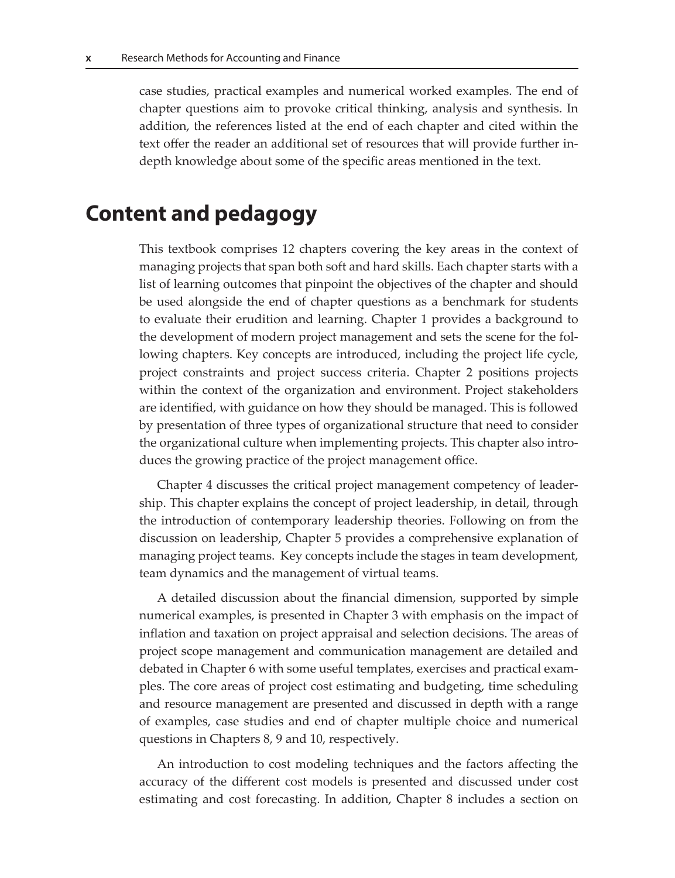case studies, practical examples and numerical worked examples. The end of chapter questions aim to provoke critical thinking, analysis and synthesis. In addition, the references listed at the end of each chapter and cited within the text offer the reader an additional set of resources that will provide further in-depth knowledge about some of the specific areas mentioned in the text.

## Content and pedagogy

This textbook comprises 12 chapters covering the key areas in the context of managing projects that span both soft and hard skills. Each chapter starts with a list of learning outcomes that pinpoint the objectives of the chapter and should be used alongside the end of chapter questions as a benchmark for students to evaluate their erudition and learning. Chapter 1 provides a background to the development of modern project management and sets the scene for the following chapters. Key concepts are introduced, including the project life cycle, project constraints and project success criteria. Chapter 2 positions projects within the context of the organization and environment. Project stakeholders are identified, with guidance on how they should be managed. This is followed by presentation of three types of organizational structure that need to consider the organizational culture when implementing projects. This chapter also introduces the growing practice of the project management office.

Chapter 4 discusses the critical project management competency of leadership. This chapter explains the concept of project leadership, in detail, through the introduction of contemporary leadership theories. Following on from the discussion on leadership, Chapter 5 provides a comprehensive explanation of managing project teams. Key concepts include the stages in team development, team dynamics and the management of virtual teams.

A detailed discussion about the financial dimension, supported by simple numerical examples, is presented in Chapter 3 with emphasis on the impact of inflation and taxation on project appraisal and selection decisions. The areas of project scope management and communication management are detailed and debated in Chapter 6 with some useful templates, exercises and practical examples. The core areas of project cost estimating and budgeting, time scheduling and resource management are presented and discussed in depth with a range of examples, case studies and end of chapter multiple choice and numerical questions in Chapters 8, 9 and 10, respectively.

An introduction to cost modeling techniques and the factors affecting the accuracy of the different cost models is presented and discussed under cost estimating and cost forecasting. In addition, Chapter 8 includes a section on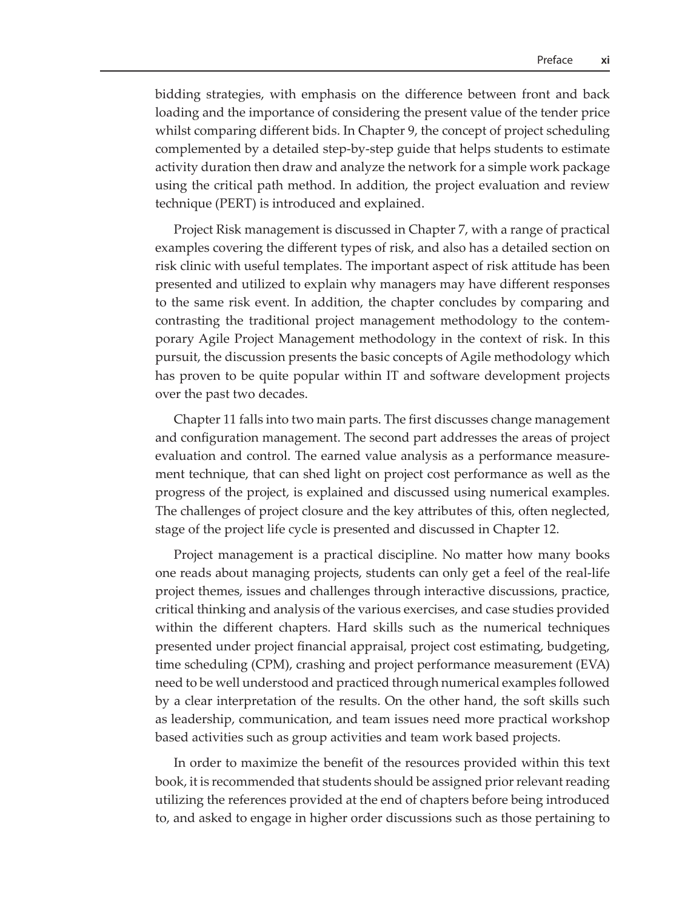bidding strategies, with emphasis on the difference between front and back loading and the importance of considering the present value of the tender price whilst comparing different bids. In Chapter 9, the concept of project scheduling complemented by a detailed step-by-step guide that helps students to estimate activity duration then draw and analyze the network for a simple work package using the critical path method. In addition, the project evaluation and review technique (PERT) is introduced and explained.

Project Risk management is discussed in Chapter 7, with a range of practical examples covering the different types of risk, and also has a detailed section on risk clinic with useful templates. The important aspect of risk attitude has been presented and utilized to explain why managers may have different responses to the same risk event. In addition, the chapter concludes by comparing and contrasting the traditional project management methodology to the contemporary Agile Project Management methodology in the context of risk. In this pursuit, the discussion presents the basic concepts of Agile methodology which has proven to be quite popular within IT and software development projects over the past two decades.

Chapter 11 falls into two main parts. The first discusses change management and configuration management. The second part addresses the areas of project evaluation and control. The earned value analysis as a performance measurement technique, that can shed light on project cost performance as well as the progress of the project, is explained and discussed using numerical examples. The challenges of project closure and the key attributes of this, often neglected, stage of the project life cycle is presented and discussed in Chapter 12.

Project management is a practical discipline. No matter how many books one reads about managing projects, students can only get a feel of the real-life project themes, issues and challenges through interactive discussions, practice, critical thinking and analysis of the various exercises, and case studies provided within the different chapters. Hard skills such as the numerical techniques presented under project financial appraisal, project cost estimating, budgeting, time scheduling (CPM), crashing and project performance measurement (EVA) need to be well understood and practiced through numerical examples followed by a clear interpretation of the results. On the other hand, the soft skills such as leadership, communication, and team issues need more practical workshop based activities such as group activities and team work based projects.

In order to maximize the benefit of the resources provided within this text book, it is recommended that students should be assigned prior relevant reading utilizing the references provided at the end of chapters before being introduced to, and asked to engage in higher order discussions such as those pertaining to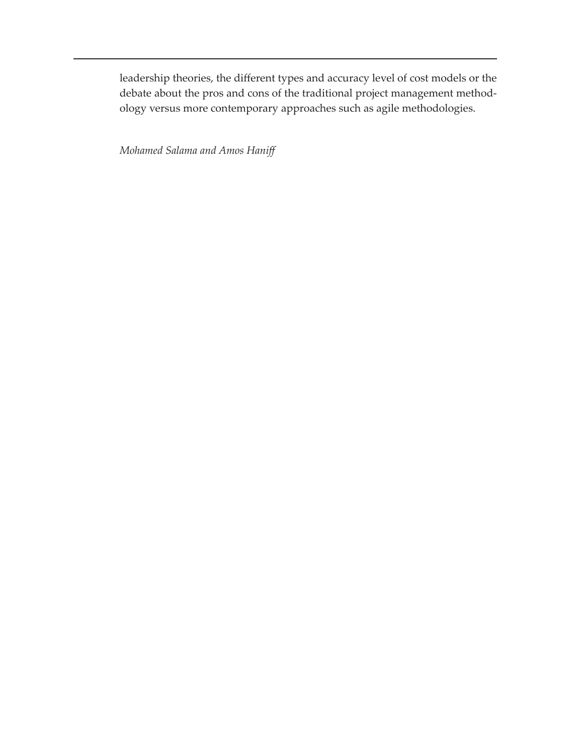leadership theories, the different types and accuracy level of cost models or the debate about the pros and cons of the traditional project management methodology versus more contemporary approaches such as agile methodologies.

*Mohamed Salama and Amos Haniff*